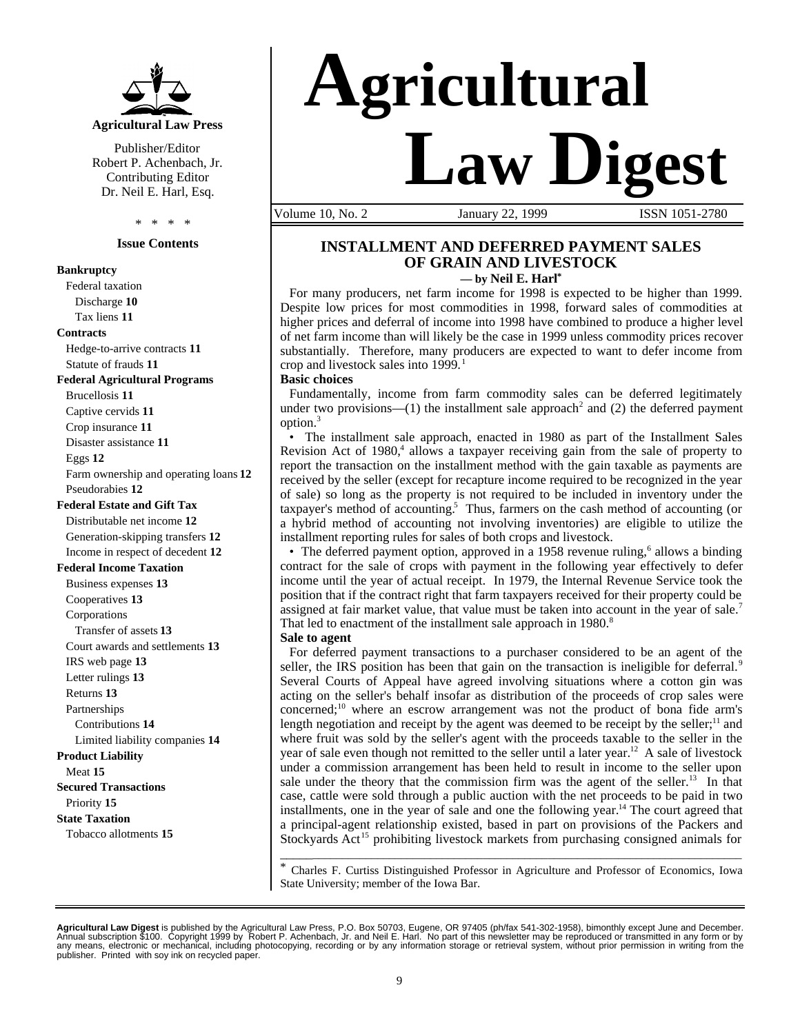**Agricultural Law Press**

Publisher/Editor
Robert P. Achenbach, Jr.
Contributing Editor
Dr. Neil E. Harl, Esq.

\* \* \* \*

**Issue Contents**

**Bankruptcy**
- Federal taxation
  - Discharge **10**
  - Tax liens **11**

**Contracts**
- Hedge-to-arrive contracts **11**
- Statute of frauds **11**

**Federal Agricultural Programs**
- Brucellosis **11**
- Captive cervids **11**
- Crop insurance **11**
- Disaster assistance **11**
- Eggs **12**
- Farm ownership and operating loans **12**
- Pseudorabies **12**

**Federal Estate and Gift Tax**
- Distributable net income **12**
- Generation-skipping transfers **12**
- Income in respect of decedent **12**

**Federal Income Taxation**
- Business expenses **13**
- Cooperatives **13**
- Corporations
  - Transfer of assets **13**
- Court awards and settlements **13**
- IRS web page **13**
- Letter rulings **13**
- Returns **13**
- Partnerships
  - Contributions **14**
  - Limited liability companies **14**

**Product Liability**
- Meat **15**

**Secured Transactions**
- Priority **15**

**State Taxation**
- Tobacco allotments **15**

# Agricultural Law Digest

Volume 10, No. 2 | January 22, 1999 | ISSN 1051-2780

## INSTALLMENT AND DEFERRED PAYMENT SALES OF GRAIN AND LIVESTOCK

**— by Neil E. Harl\***

For many producers, net farm income for 1998 is expected to be higher than 1999. Despite low prices for most commodities in 1998, forward sales of commodities at higher prices and deferral of income into 1998 have combined to produce a higher level of net farm income than will likely be the case in 1999 unless commodity prices recover substantially. Therefore, many producers are expected to want to defer income from crop and livestock sales into 1999.[1]

**Basic choices**

Fundamentally, income from farm commodity sales can be deferred legitimately under two provisions—(1) the installment sale approach[2] and (2) the deferred payment option.[3]

- The installment sale approach, enacted in 1980 as part of the Installment Sales Revision Act of 1980,[4] allows a taxpayer receiving gain from the sale of property to report the transaction on the installment method with the gain taxable as payments are received by the seller (except for recapture income required to be recognized in the year of sale) so long as the property is not required to be included in inventory under the taxpayer's method of accounting.[5] Thus, farmers on the cash method of accounting (or a hybrid method of accounting not involving inventories) are eligible to utilize the installment reporting rules for sales of both crops and livestock.
- The deferred payment option, approved in a 1958 revenue ruling,[6] allows a binding contract for the sale of crops with payment in the following year effectively to defer income until the year of actual receipt. In 1979, the Internal Revenue Service took the position that if the contract right that farm taxpayers received for their property could be assigned at fair market value, that value must be taken into account in the year of sale.[7] That led to enactment of the installment sale approach in 1980.[8]

**Sale to agent**

For deferred payment transactions to a purchaser considered to be an agent of the seller, the IRS position has been that gain on the transaction is ineligible for deferral.[9] Several Courts of Appeal have agreed involving situations where a cotton gin was acting on the seller's behalf insofar as distribution of the proceeds of crop sales were concerned;[10] where an escrow arrangement was not the product of bona fide arm's length negotiation and receipt by the agent was deemed to be receipt by the seller;[11] and where fruit was sold by the seller's agent with the proceeds taxable to the seller in the year of sale even though not remitted to the seller until a later year.[12] A sale of livestock under a commission arrangement has been held to result in income to the seller upon sale under the theory that the commission firm was the agent of the seller.[13] In that case, cattle were sold through a public auction with the net proceeds to be paid in two installments, one in the year of sale and one the following year.[14] The court agreed that a principal-agent relationship existed, based in part on provisions of the Packers and Stockyards Act[15] prohibiting livestock markets from purchasing consigned animals for

\* Charles F. Curtiss Distinguished Professor in Agriculture and Professor of Economics, Iowa State University; member of the Iowa Bar.

**Agricultural Law Digest** is published by the Agricultural Law Press, P.O. Box 50703, Eugene, OR 97405 (ph/fax 541-302-1958), bimonthly except June and December. Annual subscription $100. Copyright 1999 by Robert P. Achenbach, Jr. and Neil E. Harl. No part of this newsletter may be reproduced or transmitted in any form or by any means, electronic or mechanical, including photocopying, recording or by any information storage or retrieval system, without prior permission in writing from the publisher. Printed with soy ink on recycled paper.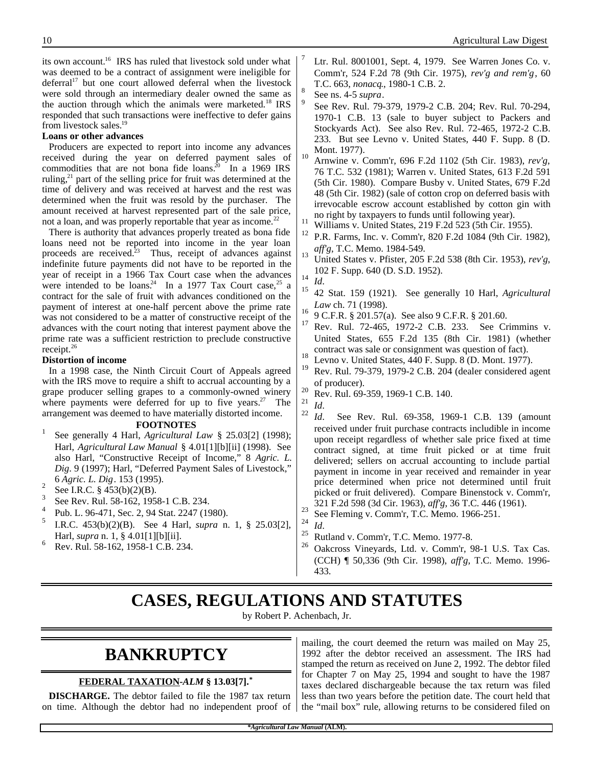its own account.[16] IRS has ruled that livestock sold under what was deemed to be a contract of assignment were ineligible for deferral[17] but one court allowed deferral when the livestock were sold through an intermediary dealer owned the same as the auction through which the animals were marketed.[18] IRS responded that such transactions were ineffective to defer gains from livestock sales.[19]

**Loans or other advances**

Producers are expected to report into income any advances received during the year on deferred payment sales of commodities that are not bona fide loans.[20] In a 1969 IRS ruling,[21] part of the selling price for fruit was determined at the time of delivery and was received at harvest and the rest was determined when the fruit was resold by the purchaser. The amount received at harvest represented part of the sale price, not a loan, and was properly reportable that year as income.[22]

There is authority that advances properly treated as bona fide loans need not be reported into income in the year loan proceeds are received.[23] Thus, receipt of advances against indefinite future payments did not have to be reported in the year of receipt in a 1966 Tax Court case when the advances were intended to be loans.[24] In a 1977 Tax Court case,[25] a contract for the sale of fruit with advances conditioned on the payment of interest at one-half percent above the prime rate was not considered to be a matter of constructive receipt of the advances with the court noting that interest payment above the prime rate was a sufficient restriction to preclude constructive receipt.[26]

**Distortion of income**

In a 1998 case, the Ninth Circuit Court of Appeals agreed with the IRS move to require a shift to accrual accounting by a grape producer selling grapes to a commonly-owned winery where payments were deferred for up to five years.[27] The arrangement was deemed to have materially distorted income.

**FOOTNOTES**

1. See generally 4 Harl, *Agricultural Law* § 25.03[2] (1998); Harl, *Agricultural Law Manual* § 4.01[1][b][ii] (1998). See also Harl, "Constructive Receipt of Income," 8 *Agric. L. Dig*. 9 (1997); Harl, "Deferred Payment Sales of Livestock," 6 *Agric. L. Dig*. 153 (1995).
2. See I.R.C. § 453(b)(2)(B).
3. See Rev. Rul. 58-162, 1958-1 C.B. 234.
4. Pub. L. 96-471, Sec. 2, 94 Stat. 2247 (1980).
5. I.R.C. 453(b)(2)(B). See 4 Harl, *supra* n. 1, § 25.03[2], Harl, *supra* n. 1, § 4.01[1][b][ii].
6. Rev. Rul. 58-162, 1958-1 C.B. 234.
7. Ltr. Rul. 8001001, Sept. 4, 1979. See Warren Jones Co. v. Comm'r, 524 F.2d 78 (9th Cir. 1975), *rev'g and rem'g*, 60 T.C. 663, *nonacq.*, 1980-1 C.B. 2.
8. See ns. 4-5 *supra*.
9. See Rev. Rul. 79-379, 1979-2 C.B. 204; Rev. Rul. 70-294, 1970-1 C.B. 13 (sale to buyer subject to Packers and Stockyards Act). See also Rev. Rul. 72-465, 1972-2 C.B. 233. But see Levno v. United States, 440 F. Supp. 8 (D. Mont. 1977).
10. Arnwine v. Comm'r, 696 F.2d 1102 (5th Cir. 1983), *rev'g*, 76 T.C. 532 (1981); Warren v. United States, 613 F.2d 591 (5th Cir. 1980). Compare Busby v. United States, 679 F.2d 48 (5th Cir. 1982) (sale of cotton crop on deferred basis with irrevocable escrow account established by cotton gin with no right by taxpayers to funds until following year).
11. Williams v. United States, 219 F.2d 523 (5th Cir. 1955).
12. P.R. Farms, Inc. v. Comm'r, 820 F.2d 1084 (9th Cir. 1982), *aff'g*, T.C. Memo. 1984-549.
13. United States v. Pfister, 205 F.2d 538 (8th Cir. 1953), *rev'g*, 102 F. Supp. 640 (D. S.D. 1952).
14. *Id*.
15. 42 Stat. 159 (1921). See generally 10 Harl, *Agricultural Law* ch. 71 (1998).
16. 9 C.F.R. § 201.57(a). See also 9 C.F.R. § 201.60.
17. Rev. Rul. 72-465, 1972-2 C.B. 233. See Crimmins v. United States, 655 F.2d 135 (8th Cir. 1981) (whether contract was sale or consignment was question of fact).
18. Levno v. United States, 440 F. Supp. 8 (D. Mont. 1977).
19. Rev. Rul. 79-379, 1979-2 C.B. 204 (dealer considered agent of producer).
20. Rev. Rul. 69-359, 1969-1 C.B. 140.
21. *Id*.
22. *Id*. See Rev. Rul. 69-358, 1969-1 C.B. 139 (amount received under fruit purchase contracts includible in income upon receipt regardless of whether sale price fixed at time contract signed, at time fruit picked or at time fruit delivered; sellers on accrual accounting to include partial payment in income in year received and remainder in year price determined when price not determined until fruit picked or fruit delivered). Compare Binenstock v. Comm'r, 321 F.2d 598 (3d Cir. 1963), *aff'g*, 36 T.C. 446 (1961).
23. See Fleming v. Comm'r, T.C. Memo. 1966-251.
24. *Id*.
25. Rutland v. Comm'r, T.C. Memo. 1977-8.
26. Oakcross Vineyards, Ltd. v. Comm'r, 98-1 U.S. Tax Cas. (CCH) ¶ 50,336 (9th Cir. 1998), *aff'g*, T.C. Memo. 1996-433.

# CASES, REGULATIONS AND STATUTES

by Robert P. Achenbach, Jr.

## BANKRUPTCY

### FEDERAL TAXATION-*ALM* § 13.03[7].*

**DISCHARGE.** The debtor failed to file the 1987 tax return on time. Although the debtor had no independent proof of mailing, the court deemed the return was mailed on May 25, 1992 after the debtor received an assessment. The IRS had stamped the return as received on June 2, 1992. The debtor filed for Chapter 7 on May 25, 1994 and sought to have the 1987 taxes declared dischargeable because the tax return was filed less than two years before the petition date. The court held that the "mail box" rule, allowing returns to be considered filed on

**Agricultural Law Manual* (ALM).